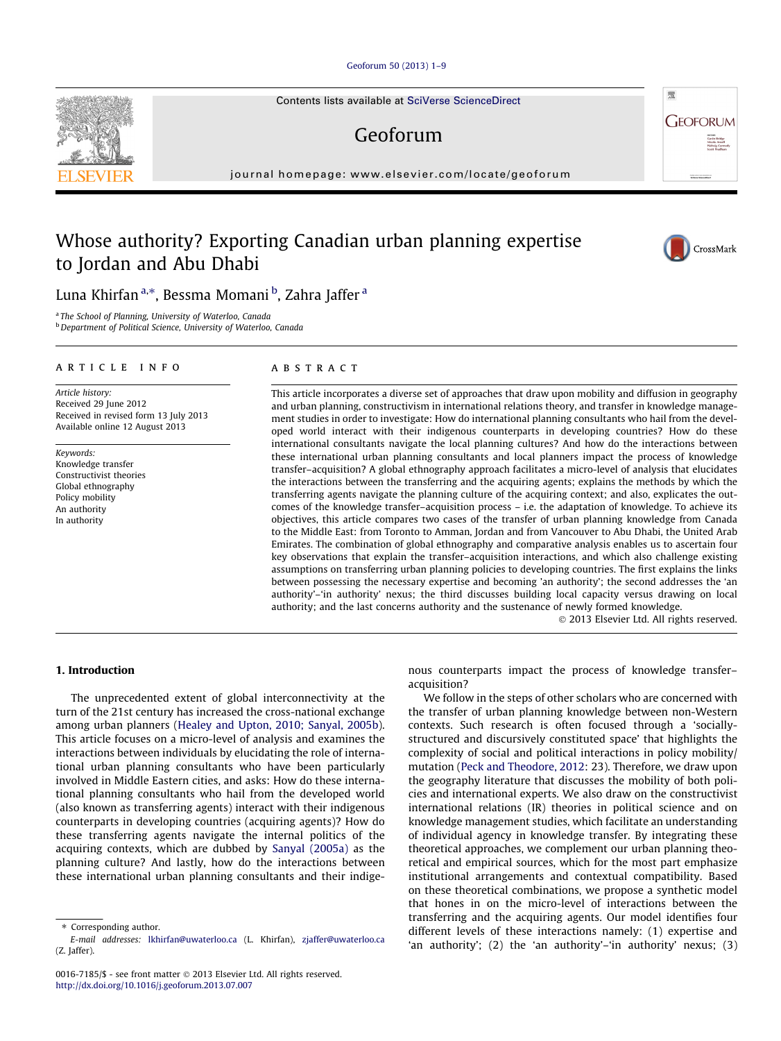# Whose authority? Exporting Canadian urban planning expertise to Jordan and Abu Dhabi

Luna Khirfan [a,*], Bessma Momani [b], Zahra Jaffer [a]

[a] The School of Planning, University of Waterloo, Canada
[b] Department of Political Science, University of Waterloo, Canada

**ARTICLE INFO**

*Article history:*
Received 29 June 2012
Received in revised form 13 July 2013
Available online 12 August 2013

*Keywords:*
Knowledge transfer
Constructivist theories
Global ethnography
Policy mobility
An authority
In authority

**ABSTRACT**

This article incorporates a diverse set of approaches that draw upon mobility and diffusion in geography and urban planning, constructivism in international relations theory, and transfer in knowledge management studies in order to investigate: How do international planning consultants who hail from the developed world interact with their indigenous counterparts in developing countries? How do these international consultants navigate the local planning cultures? And how do the interactions between these international urban planning consultants and local planners impact the process of knowledge transfer–acquisition? A global ethnography approach facilitates a micro-level of analysis that elucidates the interactions between the transferring and the acquiring agents; explains the methods by which the transferring agents navigate the planning culture of the acquiring context; and also, explicates the outcomes of the knowledge transfer–acquisition process – i.e. the adaptation of knowledge. To achieve its objectives, this article compares two cases of the transfer of urban planning knowledge from Canada to the Middle East: from Toronto to Amman, Jordan and from Vancouver to Abu Dhabi, the United Arab Emirates. The combination of global ethnography and comparative analysis enables us to ascertain four key observations that explain the transfer–acquisition interactions, and which also challenge existing assumptions on transferring urban planning policies to developing countries. The first explains the links between possessing the necessary expertise and becoming 'an authority'; the second addresses the 'an authority'–'in authority' nexus; the third discusses building local capacity versus drawing on local authority; and the last concerns authority and the sustenance of newly formed knowledge.

© 2013 Elsevier Ltd. All rights reserved.

## 1. Introduction

The unprecedented extent of global interconnectivity at the turn of the 21st century has increased the cross-national exchange among urban planners (Healey and Upton, 2010; Sanyal, 2005b). This article focuses on a micro-level of analysis and examines the interactions between individuals by elucidating the role of international urban planning consultants who have been particularly involved in Middle Eastern cities, and asks: How do these international planning consultants who hail from the developed world (also known as transferring agents) interact with their indigenous counterparts in developing countries (acquiring agents)? How do these transferring agents navigate the internal politics of the acquiring contexts, which are dubbed by Sanyal (2005a) as the planning culture? And lastly, how do the interactions between these international urban planning consultants and their indigenous counterparts impact the process of knowledge transfer–acquisition?

We follow in the steps of other scholars who are concerned with the transfer of urban planning knowledge between non-Western contexts. Such research is often focused through a 'socially-structured and discursively constituted space' that highlights the complexity of social and political interactions in policy mobility/mutation (Peck and Theodore, 2012: 23). Therefore, we draw upon the geography literature that discusses the mobility of both policies and international experts. We also draw on the constructivist international relations (IR) theories in political science and on knowledge management studies, which facilitate an understanding of individual agency in knowledge transfer. By integrating these theoretical approaches, we complement our urban planning theoretical and empirical sources, which for the most part emphasize institutional arrangements and contextual compatibility. Based on these theoretical combinations, we propose a synthetic model that hones in on the micro-level of interactions between the transferring and the acquiring agents. Our model identifies four different levels of these interactions namely: (1) expertise and 'an authority'; (2) the 'an authority'–'in authority' nexus; (3)

\* Corresponding author.
*E-mail addresses:* lkhirfan@uwaterloo.ca (L. Khirfan), zjaffer@uwaterloo.ca (Z. Jaffer).

0016-7185/$ - see front matter © 2013 Elsevier Ltd. All rights reserved.
http://dx.doi.org/10.1016/j.geoforum.2013.07.007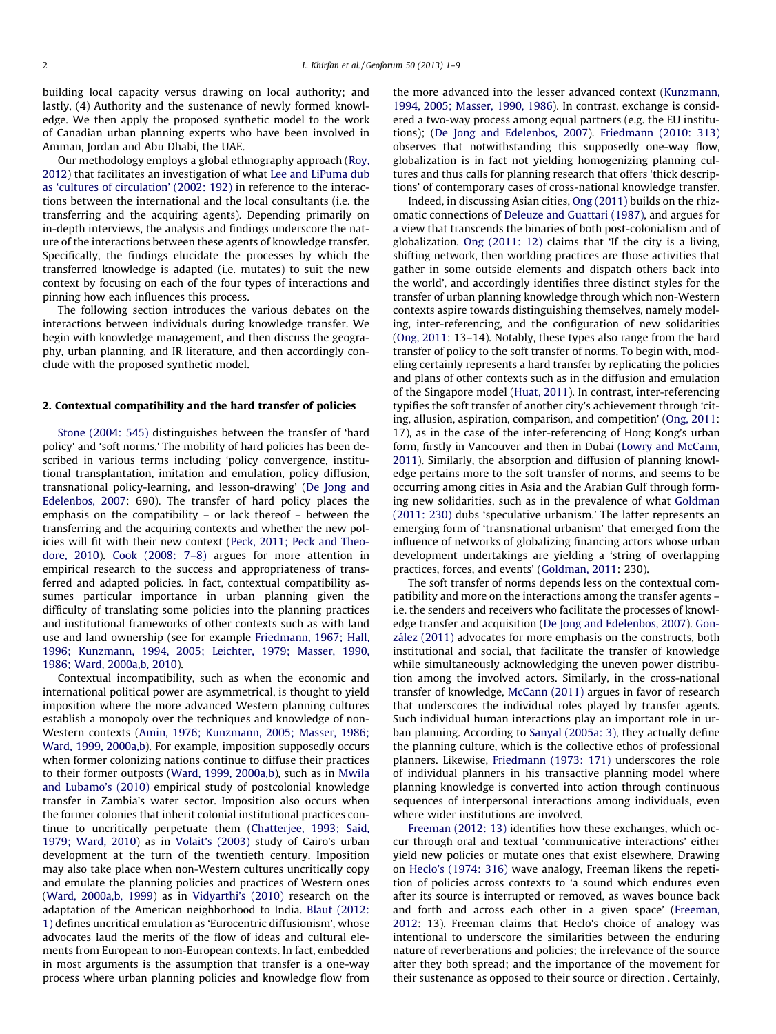building local capacity versus drawing on local authority; and lastly, (4) Authority and the sustenance of newly formed knowledge. We then apply the proposed synthetic model to the work of Canadian urban planning experts who have been involved in Amman, Jordan and Abu Dhabi, the UAE.

Our methodology employs a global ethnography approach (Roy, 2012) that facilitates an investigation of what Lee and LiPuma dub as 'cultures of circulation' (2002: 192) in reference to the interactions between the international and the local consultants (i.e. the transferring and the acquiring agents). Depending primarily on in-depth interviews, the analysis and findings underscore the nature of the interactions between these agents of knowledge transfer. Specifically, the findings elucidate the processes by which the transferred knowledge is adapted (i.e. mutates) to suit the new context by focusing on each of the four types of interactions and pinning how each influences this process.

The following section introduces the various debates on the interactions between individuals during knowledge transfer. We begin with knowledge management, and then discuss the geography, urban planning, and IR literature, and then accordingly conclude with the proposed synthetic model.

## 2. Contextual compatibility and the hard transfer of policies

Stone (2004: 545) distinguishes between the transfer of 'hard policy' and 'soft norms.' The mobility of hard policies has been described in various terms including 'policy convergence, institutional transplantation, imitation and emulation, policy diffusion, transnational policy-learning, and lesson-drawing' (De Jong and Edelenbos, 2007: 690). The transfer of hard policy places the emphasis on the compatibility – or lack thereof – between the transferring and the acquiring contexts and whether the new policies will fit with their new context (Peck, 2011; Peck and Theodore, 2010). Cook (2008: 7–8) argues for more attention in empirical research to the success and appropriateness of transferred and adapted policies. In fact, contextual compatibility assumes particular importance in urban planning given the difficulty of translating some policies into the planning practices and institutional frameworks of other contexts such as with land use and land ownership (see for example Friedmann, 1967; Hall, 1996; Kunzmann, 1994, 2005; Leichter, 1979; Masser, 1990, 1986; Ward, 2000a,b, 2010).

Contextual incompatibility, such as when the economic and international political power are asymmetrical, is thought to yield imposition where the more advanced Western planning cultures establish a monopoly over the techniques and knowledge of non-Western contexts (Amin, 1976; Kunzmann, 2005; Masser, 1986; Ward, 1999, 2000a,b). For example, imposition supposedly occurs when former colonizing nations continue to diffuse their practices to their former outposts (Ward, 1999, 2000a,b), such as in Mwila and Lubamo's (2010) empirical study of postcolonial knowledge transfer in Zambia's water sector. Imposition also occurs when the former colonies that inherit colonial institutional practices continue to uncritically perpetuate them (Chatterjee, 1993; Said, 1979; Ward, 2010) as in Volait's (2003) study of Cairo's urban development at the turn of the twentieth century. Imposition may also take place when non-Western cultures uncritically copy and emulate the planning policies and practices of Western ones (Ward, 2000a,b, 1999) as in Vidyarthi's (2010) research on the adaptation of the American neighborhood to India. Blaut (2012: 1) defines uncritical emulation as 'Eurocentric diffusionism', whose advocates laud the merits of the flow of ideas and cultural elements from European to non-European contexts. In fact, embedded in most arguments is the assumption that transfer is a one-way process where urban planning policies and knowledge flow from the more advanced into the lesser advanced context (Kunzmann, 1994, 2005; Masser, 1990, 1986). In contrast, exchange is considered a two-way process among equal partners (e.g. the EU institutions); (De Jong and Edelenbos, 2007). Friedmann (2010: 313) observes that notwithstanding this supposedly one-way flow, globalization is in fact not yielding homogenizing planning cultures and thus calls for planning research that offers 'thick descriptions' of contemporary cases of cross-national knowledge transfer.

Indeed, in discussing Asian cities, Ong (2011) builds on the rhizomatic connections of Deleuze and Guattari (1987), and argues for a view that transcends the binaries of both post-colonialism and of globalization. Ong (2011: 12) claims that 'If the city is a living, shifting network, then worlding practices are those activities that gather in some outside elements and dispatch others back into the world', and accordingly identifies three distinct styles for the transfer of urban planning knowledge through which non-Western contexts aspire towards distinguishing themselves, namely modeling, inter-referencing, and the configuration of new solidarities (Ong, 2011: 13–14). Notably, these types also range from the hard transfer of policy to the soft transfer of norms. To begin with, modeling certainly represents a hard transfer by replicating the policies and plans of other contexts such as in the diffusion and emulation of the Singapore model (Huat, 2011). In contrast, inter-referencing typifies the soft transfer of another city's achievement through 'citing, allusion, aspiration, comparison, and competition' (Ong, 2011: 17), as in the case of the inter-referencing of Hong Kong's urban form, firstly in Vancouver and then in Dubai (Lowry and McCann, 2011). Similarly, the absorption and diffusion of planning knowledge pertains more to the soft transfer of norms, and seems to be occurring among cities in Asia and the Arabian Gulf through forming new solidarities, such as in the prevalence of what Goldman (2011: 230) dubs 'speculative urbanism.' The latter represents an emerging form of 'transnational urbanism' that emerged from the influence of networks of globalizing financing actors whose urban development undertakings are yielding a 'string of overlapping practices, forces, and events' (Goldman, 2011: 230).

The soft transfer of norms depends less on the contextual compatibility and more on the interactions among the transfer agents – i.e. the senders and receivers who facilitate the processes of knowledge transfer and acquisition (De Jong and Edelenbos, 2007). González (2011) advocates for more emphasis on the constructs, both institutional and social, that facilitate the transfer of knowledge while simultaneously acknowledging the uneven power distribution among the involved actors. Similarly, in the cross-national transfer of knowledge, McCann (2011) argues in favor of research that underscores the individual roles played by transfer agents. Such individual human interactions play an important role in urban planning. According to Sanyal (2005a: 3), they actually define the planning culture, which is the collective ethos of professional planners. Likewise, Friedmann (1973: 171) underscores the role of individual planners in his transactive planning model where planning knowledge is converted into action through continuous sequences of interpersonal interactions among individuals, even when wider institutions are involved.

Freeman (2012: 13) identifies how these exchanges, which occur through oral and textual 'communicative interactions' either yield new policies or mutate ones that exist elsewhere. Drawing on Heclo's (1974: 316) wave analogy, Freeman likens the repetition of policies across contexts to 'a sound which endures even after its source is interrupted or removed, as waves bounce back and forth and across each other in a given space' (Freeman, 2012: 13). Freeman claims that Heclo's choice of analogy was intentional to underscore the similarities between the enduring nature of reverberations and policies; the irrelevance of the source after they both spread; and the importance of the movement for their sustenance as opposed to their source or direction . Certainly,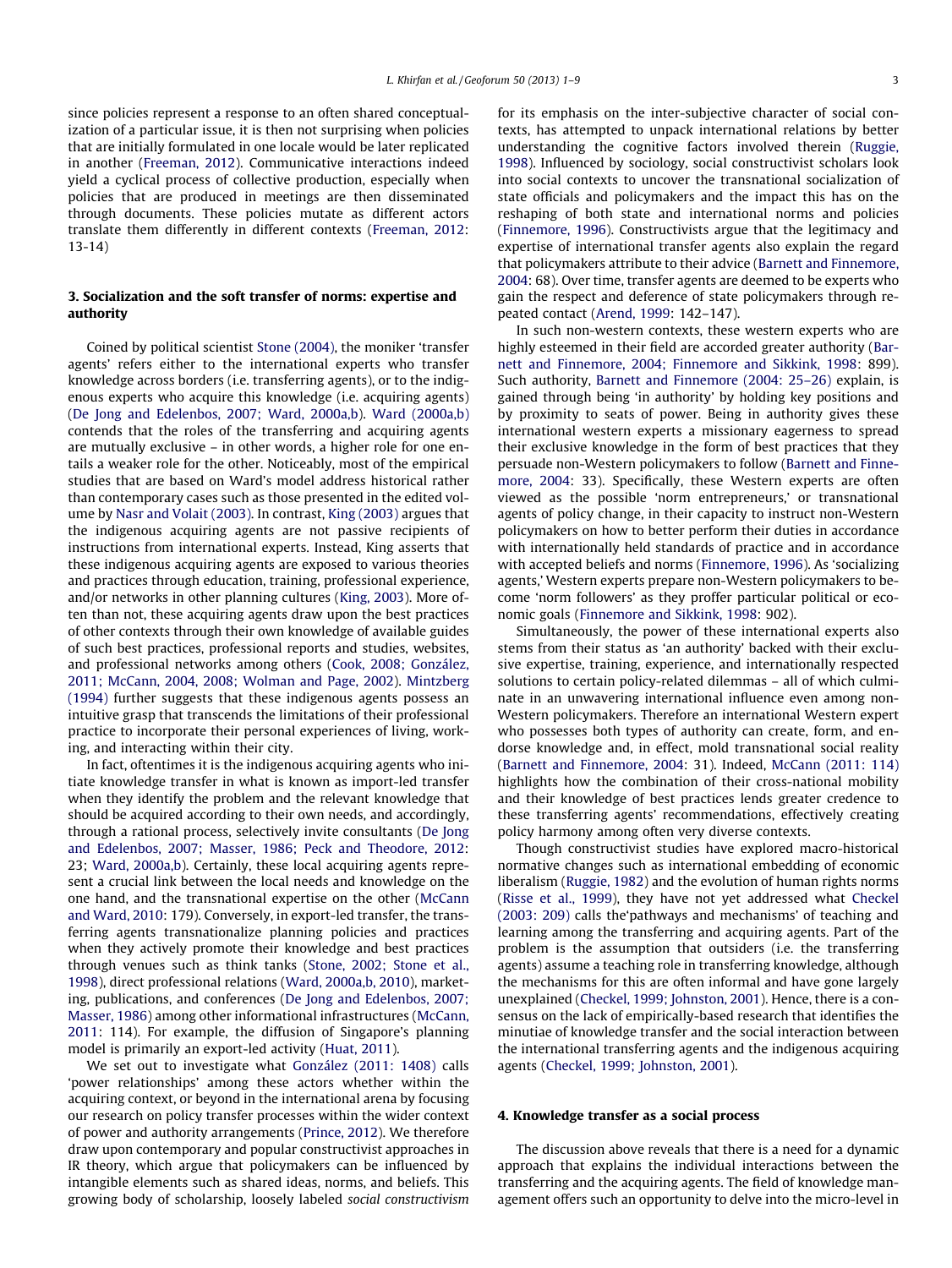since policies represent a response to an often shared conceptualization of a particular issue, it is then not surprising when policies that are initially formulated in one locale would be later replicated in another (Freeman, 2012). Communicative interactions indeed yield a cyclical process of collective production, especially when policies that are produced in meetings are then disseminated through documents. These policies mutate as different actors translate them differently in different contexts (Freeman, 2012: 13-14)

## 3. Socialization and the soft transfer of norms: expertise and authority

Coined by political scientist Stone (2004), the moniker 'transfer agents' refers either to the international experts who transfer knowledge across borders (i.e. transferring agents), or to the indigenous experts who acquire this knowledge (i.e. acquiring agents) (De Jong and Edelenbos, 2007; Ward, 2000a,b). Ward (2000a,b) contends that the roles of the transferring and acquiring agents are mutually exclusive – in other words, a higher role for one entails a weaker role for the other. Noticeably, most of the empirical studies that are based on Ward's model address historical rather than contemporary cases such as those presented in the edited volume by Nasr and Volait (2003). In contrast, King (2003) argues that the indigenous acquiring agents are not passive recipients of instructions from international experts. Instead, King asserts that these indigenous acquiring agents are exposed to various theories and practices through education, training, professional experience, and/or networks in other planning cultures (King, 2003). More often than not, these acquiring agents draw upon the best practices of other contexts through their own knowledge of available guides of such best practices, professional reports and studies, websites, and professional networks among others (Cook, 2008; González, 2011; McCann, 2004, 2008; Wolman and Page, 2002). Mintzberg (1994) further suggests that these indigenous agents possess an intuitive grasp that transcends the limitations of their professional practice to incorporate their personal experiences of living, working, and interacting within their city.

In fact, oftentimes it is the indigenous acquiring agents who initiate knowledge transfer in what is known as import-led transfer when they identify the problem and the relevant knowledge that should be acquired according to their own needs, and accordingly, through a rational process, selectively invite consultants (De Jong and Edelenbos, 2007; Masser, 1986; Peck and Theodore, 2012: 23; Ward, 2000a,b). Certainly, these local acquiring agents represent a crucial link between the local needs and knowledge on the one hand, and the transnational expertise on the other (McCann and Ward, 2010: 179). Conversely, in export-led transfer, the transferring agents transnationalize planning policies and practices when they actively promote their knowledge and best practices through venues such as think tanks (Stone, 2002; Stone et al., 1998), direct professional relations (Ward, 2000a,b, 2010), marketing, publications, and conferences (De Jong and Edelenbos, 2007; Masser, 1986) among other informational infrastructures (McCann, 2011: 114). For example, the diffusion of Singapore's planning model is primarily an export-led activity (Huat, 2011).

We set out to investigate what González (2011: 1408) calls 'power relationships' among these actors whether within the acquiring context, or beyond in the international arena by focusing our research on policy transfer processes within the wider context of power and authority arrangements (Prince, 2012). We therefore draw upon contemporary and popular constructivist approaches in IR theory, which argue that policymakers can be influenced by intangible elements such as shared ideas, norms, and beliefs. This growing body of scholarship, loosely labeled *social constructivism* for its emphasis on the inter-subjective character of social contexts, has attempted to unpack international relations by better understanding the cognitive factors involved therein (Ruggie, 1998). Influenced by sociology, social constructivist scholars look into social contexts to uncover the transnational socialization of state officials and policymakers and the impact this has on the reshaping of both state and international norms and policies (Finnemore, 1996). Constructivists argue that the legitimacy and expertise of international transfer agents also explain the regard that policymakers attribute to their advice (Barnett and Finnemore, 2004: 68). Over time, transfer agents are deemed to be experts who gain the respect and deference of state policymakers through repeated contact (Arend, 1999: 142–147).

In such non-western contexts, these western experts who are highly esteemed in their field are accorded greater authority (Barnett and Finnemore, 2004; Finnemore and Sikkink, 1998: 899). Such authority, Barnett and Finnemore (2004: 25–26) explain, is gained through being 'in authority' by holding key positions and by proximity to seats of power. Being in authority gives these international western experts a missionary eagerness to spread their exclusive knowledge in the form of best practices that they persuade non-Western policymakers to follow (Barnett and Finnemore, 2004: 33). Specifically, these Western experts are often viewed as the possible 'norm entrepreneurs,' or transnational agents of policy change, in their capacity to instruct non-Western policymakers on how to better perform their duties in accordance with internationally held standards of practice and in accordance with accepted beliefs and norms (Finnemore, 1996). As 'socializing agents,' Western experts prepare non-Western policymakers to become 'norm followers' as they proffer particular political or economic goals (Finnemore and Sikkink, 1998: 902).

Simultaneously, the power of these international experts also stems from their status as 'an authority' backed with their exclusive expertise, training, experience, and internationally respected solutions to certain policy-related dilemmas – all of which culminate in an unwavering international influence even among non-Western policymakers. Therefore an international Western expert who possesses both types of authority can create, form, and endorse knowledge and, in effect, mold transnational social reality (Barnett and Finnemore, 2004: 31). Indeed, McCann (2011: 114) highlights how the combination of their cross-national mobility and their knowledge of best practices lends greater credence to these transferring agents' recommendations, effectively creating policy harmony among often very diverse contexts.

Though constructivist studies have explored macro-historical normative changes such as international embedding of economic liberalism (Ruggie, 1982) and the evolution of human rights norms (Risse et al., 1999), they have not yet addressed what Checkel (2003: 209) calls the'pathways and mechanisms' of teaching and learning among the transferring and acquiring agents. Part of the problem is the assumption that outsiders (i.e. the transferring agents) assume a teaching role in transferring knowledge, although the mechanisms for this are often informal and have gone largely unexplained (Checkel, 1999; Johnston, 2001). Hence, there is a consensus on the lack of empirically-based research that identifies the minutiae of knowledge transfer and the social interaction between the international transferring agents and the indigenous acquiring agents (Checkel, 1999; Johnston, 2001).

## 4. Knowledge transfer as a social process

The discussion above reveals that there is a need for a dynamic approach that explains the individual interactions between the transferring and the acquiring agents. The field of knowledge management offers such an opportunity to delve into the micro-level in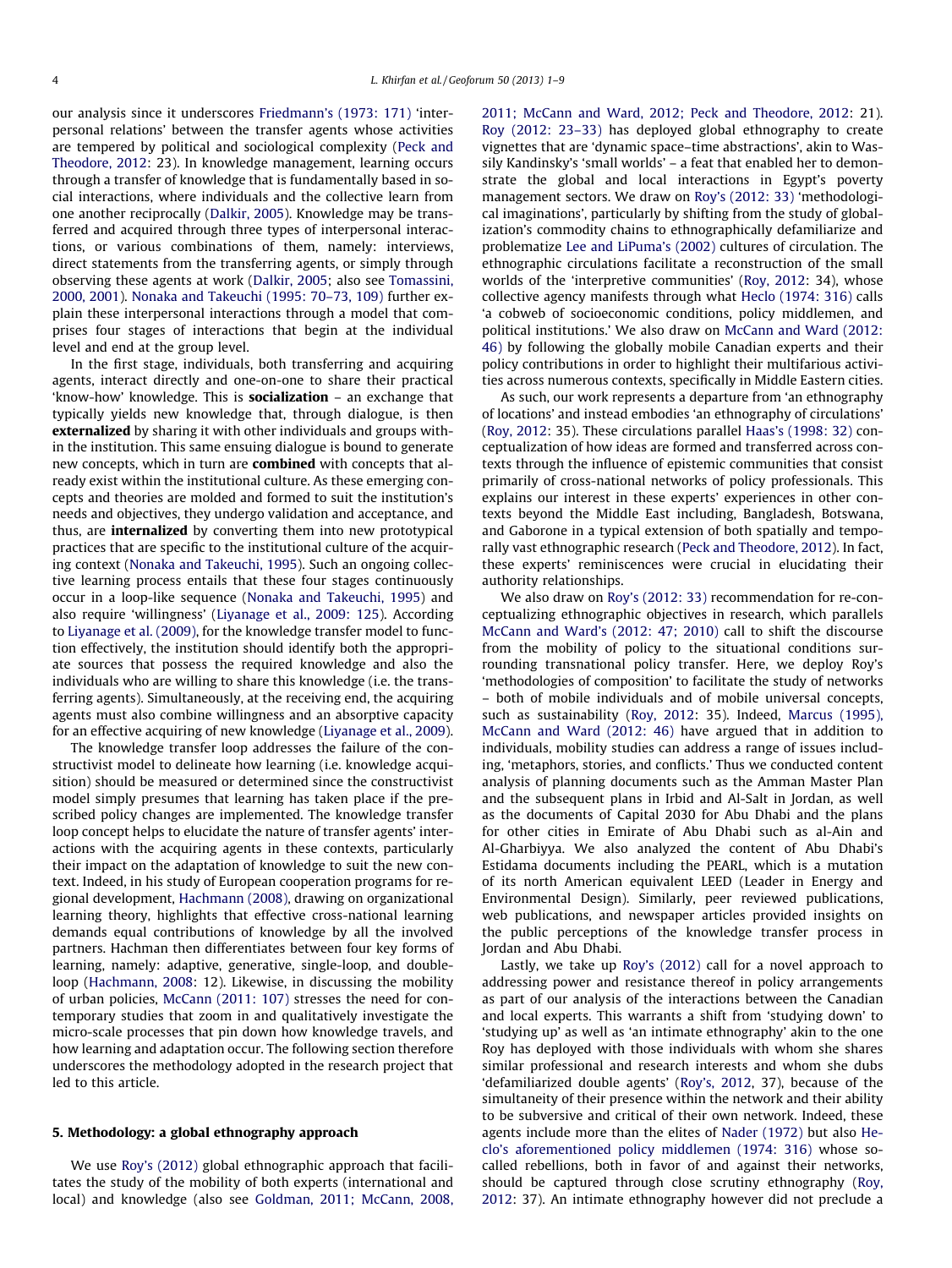our analysis since it underscores Friedmann's (1973: 171) 'interpersonal relations' between the transfer agents whose activities are tempered by political and sociological complexity (Peck and Theodore, 2012: 23). In knowledge management, learning occurs through a transfer of knowledge that is fundamentally based in social interactions, where individuals and the collective learn from one another reciprocally (Dalkir, 2005). Knowledge may be transferred and acquired through three types of interpersonal interactions, or various combinations of them, namely: interviews, direct statements from the transferring agents, or simply through observing these agents at work (Dalkir, 2005; also see Tomassini, 2000, 2001). Nonaka and Takeuchi (1995: 70–73, 109) further explain these interpersonal interactions through a model that comprises four stages of interactions that begin at the individual level and end at the group level.

In the first stage, individuals, both transferring and acquiring agents, interact directly and one-on-one to share their practical 'know-how' knowledge. This is **socialization** – an exchange that typically yields new knowledge that, through dialogue, is then **externalized** by sharing it with other individuals and groups within the institution. This same ensuing dialogue is bound to generate new concepts, which in turn are **combined** with concepts that already exist within the institutional culture. As these emerging concepts and theories are molded and formed to suit the institution's needs and objectives, they undergo validation and acceptance, and thus, are **internalized** by converting them into new prototypical practices that are specific to the institutional culture of the acquiring context (Nonaka and Takeuchi, 1995). Such an ongoing collective learning process entails that these four stages continuously occur in a loop-like sequence (Nonaka and Takeuchi, 1995) and also require 'willingness' (Liyanage et al., 2009: 125). According to Liyanage et al. (2009), for the knowledge transfer model to function effectively, the institution should identify both the appropriate sources that possess the required knowledge and also the individuals who are willing to share this knowledge (i.e. the transferring agents). Simultaneously, at the receiving end, the acquiring agents must also combine willingness and an absorptive capacity for an effective acquiring of new knowledge (Liyanage et al., 2009).

The knowledge transfer loop addresses the failure of the constructivist model to delineate how learning (i.e. knowledge acquisition) should be measured or determined since the constructivist model simply presumes that learning has taken place if the prescribed policy changes are implemented. The knowledge transfer loop concept helps to elucidate the nature of transfer agents' interactions with the acquiring agents in these contexts, particularly their impact on the adaptation of knowledge to suit the new context. Indeed, in his study of European cooperation programs for regional development, Hachmann (2008), drawing on organizational learning theory, highlights that effective cross-national learning demands equal contributions of knowledge by all the involved partners. Hachman then differentiates between four key forms of learning, namely: adaptive, generative, single-loop, and double-loop (Hachmann, 2008: 12). Likewise, in discussing the mobility of urban policies, McCann (2011: 107) stresses the need for contemporary studies that zoom in and qualitatively investigate the micro-scale processes that pin down how knowledge travels, and how learning and adaptation occur. The following section therefore underscores the methodology adopted in the research project that led to this article.

## 5. Methodology: a global ethnography approach

We use Roy's (2012) global ethnographic approach that facilitates the study of the mobility of both experts (international and local) and knowledge (also see Goldman, 2011; McCann, 2008, 2011; McCann and Ward, 2012; Peck and Theodore, 2012: 21). Roy (2012: 23–33) has deployed global ethnography to create vignettes that are 'dynamic space–time abstractions', akin to Wassily Kandinsky's 'small worlds' – a feat that enabled her to demonstrate the global and local interactions in Egypt's poverty management sectors. We draw on Roy's (2012: 33) 'methodological imaginations', particularly by shifting from the study of globalization's commodity chains to ethnographically defamiliarize and problematize Lee and LiPuma's (2002) cultures of circulation. The ethnographic circulations facilitate a reconstruction of the small worlds of the 'interpretive communities' (Roy, 2012: 34), whose collective agency manifests through what Heclo (1974: 316) calls 'a cobweb of socioeconomic conditions, policy middlemen, and political institutions.' We also draw on McCann and Ward (2012: 46) by following the globally mobile Canadian experts and their policy contributions in order to highlight their multifarious activities across numerous contexts, specifically in Middle Eastern cities.

As such, our work represents a departure from 'an ethnography of locations' and instead embodies 'an ethnography of circulations' (Roy, 2012: 35). These circulations parallel Haas's (1998: 32) conceptualization of how ideas are formed and transferred across contexts through the influence of epistemic communities that consist primarily of cross-national networks of policy professionals. This explains our interest in these experts' experiences in other contexts beyond the Middle East including, Bangladesh, Botswana, and Gaborone in a typical extension of both spatially and temporally vast ethnographic research (Peck and Theodore, 2012). In fact, these experts' reminiscences were crucial in elucidating their authority relationships.

We also draw on Roy's (2012: 33) recommendation for re-conceptualizing ethnographic objectives in research, which parallels McCann and Ward's (2012: 47; 2010) call to shift the discourse from the mobility of policy to the situational conditions surrounding transnational policy transfer. Here, we deploy Roy's 'methodologies of composition' to facilitate the study of networks – both of mobile individuals and of mobile universal concepts, such as sustainability (Roy, 2012: 35). Indeed, Marcus (1995), McCann and Ward (2012: 46) have argued that in addition to individuals, mobility studies can address a range of issues including, 'metaphors, stories, and conflicts.' Thus we conducted content analysis of planning documents such as the Amman Master Plan and the subsequent plans in Irbid and Al-Salt in Jordan, as well as the documents of Capital 2030 for Abu Dhabi and the plans for other cities in Emirate of Abu Dhabi such as al-Ain and Al-Gharbiyya. We also analyzed the content of Abu Dhabi's Estidama documents including the PEARL, which is a mutation of its north American equivalent LEED (Leader in Energy and Environmental Design). Similarly, peer reviewed publications, web publications, and newspaper articles provided insights on the public perceptions of the knowledge transfer process in Jordan and Abu Dhabi.

Lastly, we take up Roy's (2012) call for a novel approach to addressing power and resistance thereof in policy arrangements as part of our analysis of the interactions between the Canadian and local experts. This warrants a shift from 'studying down' to 'studying up' as well as 'an intimate ethnography' akin to the one Roy has deployed with those individuals with whom she shares similar professional and research interests and whom she dubs 'defamiliarized double agents' (Roy's, 2012, 37), because of the simultaneity of their presence within the network and their ability to be subversive and critical of their own network. Indeed, these agents include more than the elites of Nader (1972) but also Heclo's aforementioned policy middlemen (1974: 316) whose so-called rebellions, both in favor of and against their networks, should be captured through close scrutiny ethnography (Roy, 2012: 37). An intimate ethnography however did not preclude a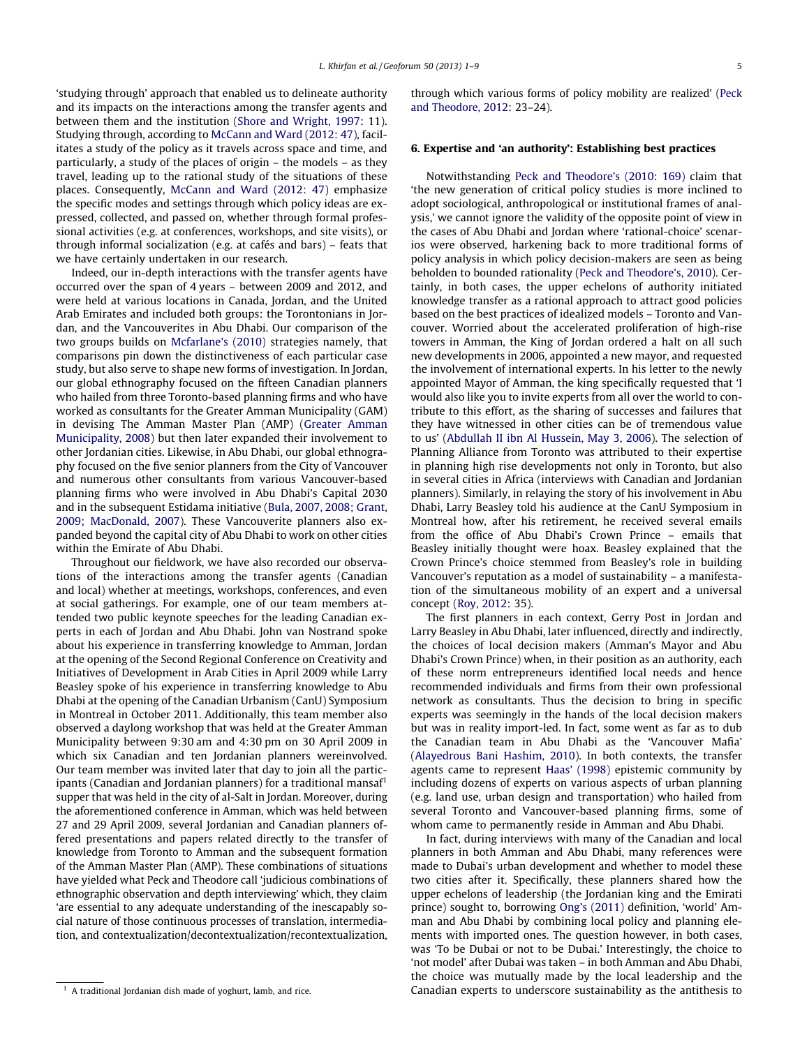'studying through' approach that enabled us to delineate authority and its impacts on the interactions among the transfer agents and between them and the institution (Shore and Wright, 1997: 11). Studying through, according to McCann and Ward (2012: 47), facilitates a study of the policy as it travels across space and time, and particularly, a study of the places of origin – the models – as they travel, leading up to the rational study of the situations of these places. Consequently, McCann and Ward (2012: 47) emphasize the specific modes and settings through which policy ideas are expressed, collected, and passed on, whether through formal professional activities (e.g. at conferences, workshops, and site visits), or through informal socialization (e.g. at cafés and bars) – feats that we have certainly undertaken in our research.

Indeed, our in-depth interactions with the transfer agents have occurred over the span of 4 years – between 2009 and 2012, and were held at various locations in Canada, Jordan, and the United Arab Emirates and included both groups: the Torontonians in Jordan, and the Vancouverites in Abu Dhabi. Our comparison of the two groups builds on Mcfarlane's (2010) strategies namely, that comparisons pin down the distinctiveness of each particular case study, but also serve to shape new forms of investigation. In Jordan, our global ethnography focused on the fifteen Canadian planners who hailed from three Toronto-based planning firms and who have worked as consultants for the Greater Amman Municipality (GAM) in devising The Amman Master Plan (AMP) (Greater Amman Municipality, 2008) but then later expanded their involvement to other Jordanian cities. Likewise, in Abu Dhabi, our global ethnography focused on the five senior planners from the City of Vancouver and numerous other consultants from various Vancouver-based planning firms who were involved in Abu Dhabi's Capital 2030 and in the subsequent Estidama initiative (Bula, 2007, 2008; Grant, 2009; MacDonald, 2007). These Vancouverite planners also expanded beyond the capital city of Abu Dhabi to work on other cities within the Emirate of Abu Dhabi.

Throughout our fieldwork, we have also recorded our observations of the interactions among the transfer agents (Canadian and local) whether at meetings, workshops, conferences, and even at social gatherings. For example, one of our team members attended two public keynote speeches for the leading Canadian experts in each of Jordan and Abu Dhabi. John van Nostrand spoke about his experience in transferring knowledge to Amman, Jordan at the opening of the Second Regional Conference on Creativity and Initiatives of Development in Arab Cities in April 2009 while Larry Beasley spoke of his experience in transferring knowledge to Abu Dhabi at the opening of the Canadian Urbanism (CanU) Symposium in Montreal in October 2011. Additionally, this team member also observed a daylong workshop that was held at the Greater Amman Municipality between 9:30 am and 4:30 pm on 30 April 2009 in which six Canadian and ten Jordanian planners wereinvolved. Our team member was invited later that day to join all the participants (Canadian and Jordanian planners) for a traditional mansaf[1] supper that was held in the city of al-Salt in Jordan. Moreover, during the aforementioned conference in Amman, which was held between 27 and 29 April 2009, several Jordanian and Canadian planners offered presentations and papers related directly to the transfer of knowledge from Toronto to Amman and the subsequent formation of the Amman Master Plan (AMP). These combinations of situations have yielded what Peck and Theodore call 'judicious combinations of ethnographic observation and depth interviewing' which, they claim 'are essential to any adequate understanding of the inescapably social nature of those continuous processes of translation, intermediation, and contextualization/decontextualization/recontextualization, through which various forms of policy mobility are realized' (Peck and Theodore, 2012: 23–24).

## 6. Expertise and 'an authority': Establishing best practices

Notwithstanding Peck and Theodore's (2010: 169) claim that 'the new generation of critical policy studies is more inclined to adopt sociological, anthropological or institutional frames of analysis,' we cannot ignore the validity of the opposite point of view in the cases of Abu Dhabi and Jordan where 'rational-choice' scenarios were observed, harkening back to more traditional forms of policy analysis in which policy decision-makers are seen as being beholden to bounded rationality (Peck and Theodore's, 2010). Certainly, in both cases, the upper echelons of authority initiated knowledge transfer as a rational approach to attract good policies based on the best practices of idealized models – Toronto and Vancouver. Worried about the accelerated proliferation of high-rise towers in Amman, the King of Jordan ordered a halt on all such new developments in 2006, appointed a new mayor, and requested the involvement of international experts. In his letter to the newly appointed Mayor of Amman, the king specifically requested that 'I would also like you to invite experts from all over the world to contribute to this effort, as the sharing of successes and failures that they have witnessed in other cities can be of tremendous value to us' (Abdullah II ibn Al Hussein, May 3, 2006). The selection of Planning Alliance from Toronto was attributed to their expertise in planning high rise developments not only in Toronto, but also in several cities in Africa (interviews with Canadian and Jordanian planners). Similarly, in relaying the story of his involvement in Abu Dhabi, Larry Beasley told his audience at the CanU Symposium in Montreal how, after his retirement, he received several emails from the office of Abu Dhabi's Crown Prince – emails that Beasley initially thought were hoax. Beasley explained that the Crown Prince's choice stemmed from Beasley's role in building Vancouver's reputation as a model of sustainability – a manifestation of the simultaneous mobility of an expert and a universal concept (Roy, 2012: 35).

The first planners in each context, Gerry Post in Jordan and Larry Beasley in Abu Dhabi, later influenced, directly and indirectly, the choices of local decision makers (Amman's Mayor and Abu Dhabi's Crown Prince) when, in their position as an authority, each of these norm entrepreneurs identified local needs and hence recommended individuals and firms from their own professional network as consultants. Thus the decision to bring in specific experts was seemingly in the hands of the local decision makers but was in reality import-led. In fact, some went as far as to dub the Canadian team in Abu Dhabi as the 'Vancouver Mafia' (Alayedrous Bani Hashim, 2010). In both contexts, the transfer agents came to represent Haas' (1998) epistemic community by including dozens of experts on various aspects of urban planning (e.g. land use, urban design and transportation) who hailed from several Toronto and Vancouver-based planning firms, some of whom came to permanently reside in Amman and Abu Dhabi.

In fact, during interviews with many of the Canadian and local planners in both Amman and Abu Dhabi, many references were made to Dubai's urban development and whether to model these two cities after it. Specifically, these planners shared how the upper echelons of leadership (the Jordanian king and the Emirati prince) sought to, borrowing Ong's (2011) definition, 'world' Amman and Abu Dhabi by combining local policy and planning elements with imported ones. The question however, in both cases, was 'To be Dubai or not to be Dubai.' Interestingly, the choice to 'not model' after Dubai was taken – in both Amman and Abu Dhabi, the choice was mutually made by the local leadership and the Canadian experts to underscore sustainability as the antithesis to

[1] A traditional Jordanian dish made of yoghurt, lamb, and rice.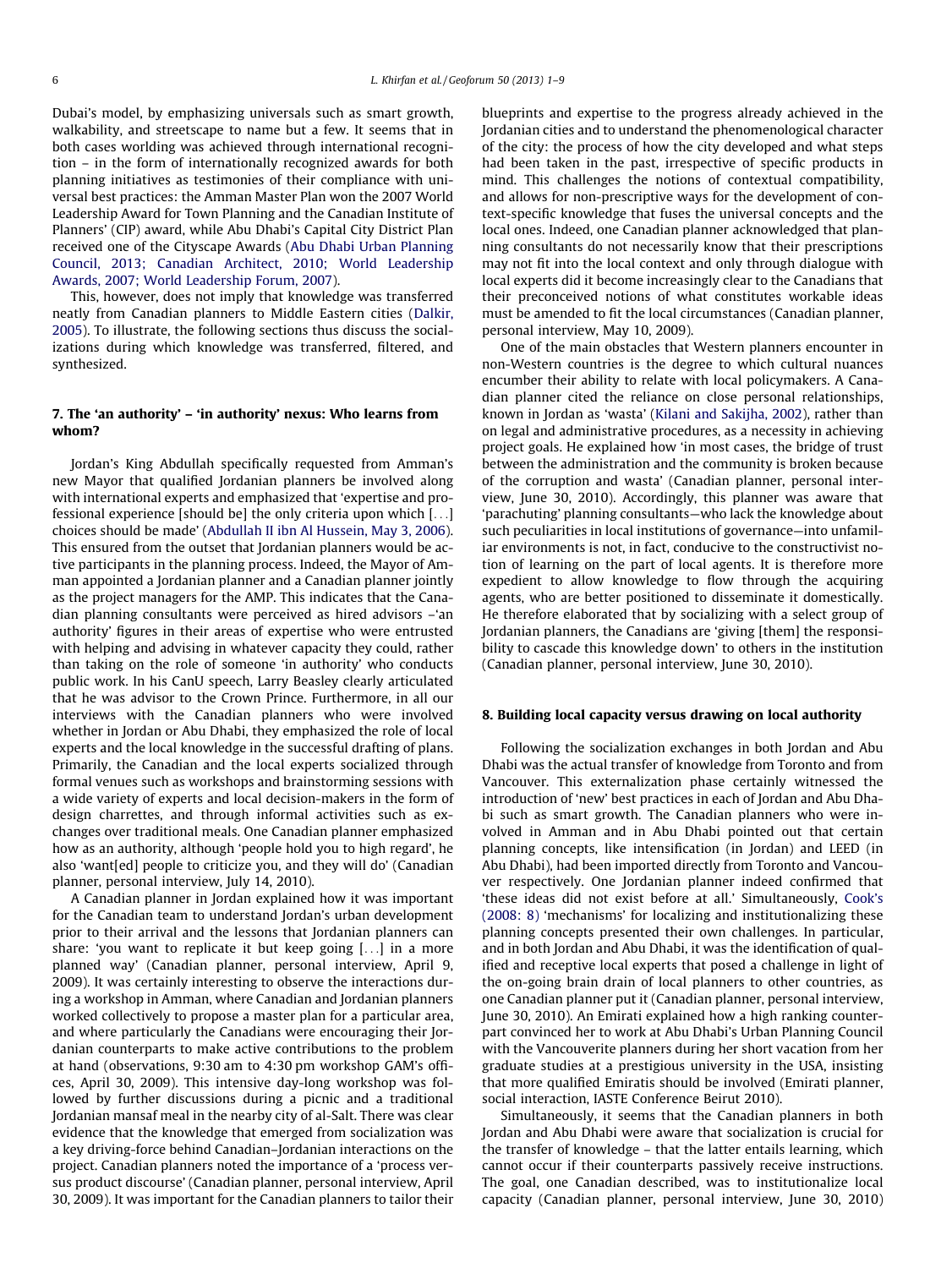Dubai's model, by emphasizing universals such as smart growth, walkability, and streetscape to name but a few. It seems that in both cases worlding was achieved through international recognition – in the form of internationally recognized awards for both planning initiatives as testimonies of their compliance with universal best practices: the Amman Master Plan won the 2007 World Leadership Award for Town Planning and the Canadian Institute of Planners' (CIP) award, while Abu Dhabi's Capital City District Plan received one of the Cityscape Awards (Abu Dhabi Urban Planning Council, 2013; Canadian Architect, 2010; World Leadership Awards, 2007; World Leadership Forum, 2007).

This, however, does not imply that knowledge was transferred neatly from Canadian planners to Middle Eastern cities (Dalkir, 2005). To illustrate, the following sections thus discuss the socializations during which knowledge was transferred, filtered, and synthesized.

## 7. The 'an authority' – 'in authority' nexus: Who learns from whom?

Jordan's King Abdullah specifically requested from Amman's new Mayor that qualified Jordanian planners be involved along with international experts and emphasized that 'expertise and professional experience [should be] the only criteria upon which [...] choices should be made' (Abdullah II ibn Al Hussein, May 3, 2006). This ensured from the outset that Jordanian planners would be active participants in the planning process. Indeed, the Mayor of Amman appointed a Jordanian planner and a Canadian planner jointly as the project managers for the AMP. This indicates that the Canadian planning consultants were perceived as hired advisors –'an authority' figures in their areas of expertise who were entrusted with helping and advising in whatever capacity they could, rather than taking on the role of someone 'in authority' who conducts public work. In his CanU speech, Larry Beasley clearly articulated that he was advisor to the Crown Prince. Furthermore, in all our interviews with the Canadian planners who were involved whether in Jordan or Abu Dhabi, they emphasized the role of local experts and the local knowledge in the successful drafting of plans. Primarily, the Canadian and the local experts socialized through formal venues such as workshops and brainstorming sessions with a wide variety of experts and local decision-makers in the form of design charrettes, and through informal activities such as exchanges over traditional meals. One Canadian planner emphasized how as an authority, although 'people hold you to high regard', he also 'want[ed] people to criticize you, and they will do' (Canadian planner, personal interview, July 14, 2010).

A Canadian planner in Jordan explained how it was important for the Canadian team to understand Jordan's urban development prior to their arrival and the lessons that Jordanian planners can share: 'you want to replicate it but keep going [...] in a more planned way' (Canadian planner, personal interview, April 9, 2009). It was certainly interesting to observe the interactions during a workshop in Amman, where Canadian and Jordanian planners worked collectively to propose a master plan for a particular area, and where particularly the Canadians were encouraging their Jordanian counterparts to make active contributions to the problem at hand (observations, 9:30 am to 4:30 pm workshop GAM's offices, April 30, 2009). This intensive day-long workshop was followed by further discussions during a picnic and a traditional Jordanian mansaf meal in the nearby city of al-Salt. There was clear evidence that the knowledge that emerged from socialization was a key driving-force behind Canadian–Jordanian interactions on the project. Canadian planners noted the importance of a 'process versus product discourse' (Canadian planner, personal interview, April 30, 2009). It was important for the Canadian planners to tailor their blueprints and expertise to the progress already achieved in the Jordanian cities and to understand the phenomenological character of the city: the process of how the city developed and what steps had been taken in the past, irrespective of specific products in mind. This challenges the notions of contextual compatibility, and allows for non-prescriptive ways for the development of context-specific knowledge that fuses the universal concepts and the local ones. Indeed, one Canadian planner acknowledged that planning consultants do not necessarily know that their prescriptions may not fit into the local context and only through dialogue with local experts did it become increasingly clear to the Canadians that their preconceived notions of what constitutes workable ideas must be amended to fit the local circumstances (Canadian planner, personal interview, May 10, 2009).

One of the main obstacles that Western planners encounter in non-Western countries is the degree to which cultural nuances encumber their ability to relate with local policymakers. A Canadian planner cited the reliance on close personal relationships, known in Jordan as 'wasta' (Kilani and Sakijha, 2002), rather than on legal and administrative procedures, as a necessity in achieving project goals. He explained how 'in most cases, the bridge of trust between the administration and the community is broken because of the corruption and wasta' (Canadian planner, personal interview, June 30, 2010). Accordingly, this planner was aware that 'parachuting' planning consultants—who lack the knowledge about such peculiarities in local institutions of governance—into unfamiliar environments is not, in fact, conducive to the constructivist notion of learning on the part of local agents. It is therefore more expedient to allow knowledge to flow through the acquiring agents, who are better positioned to disseminate it domestically. He therefore elaborated that by socializing with a select group of Jordanian planners, the Canadians are 'giving [them] the responsibility to cascade this knowledge down' to others in the institution (Canadian planner, personal interview, June 30, 2010).

## 8. Building local capacity versus drawing on local authority

Following the socialization exchanges in both Jordan and Abu Dhabi was the actual transfer of knowledge from Toronto and from Vancouver. This externalization phase certainly witnessed the introduction of 'new' best practices in each of Jordan and Abu Dhabi such as smart growth. The Canadian planners who were involved in Amman and in Abu Dhabi pointed out that certain planning concepts, like intensification (in Jordan) and LEED (in Abu Dhabi), had been imported directly from Toronto and Vancouver respectively. One Jordanian planner indeed confirmed that 'these ideas did not exist before at all.' Simultaneously, Cook's (2008: 8) 'mechanisms' for localizing and institutionalizing these planning concepts presented their own challenges. In particular, and in both Jordan and Abu Dhabi, it was the identification of qualified and receptive local experts that posed a challenge in light of the on-going brain drain of local planners to other countries, as one Canadian planner put it (Canadian planner, personal interview, June 30, 2010). An Emirati explained how a high ranking counterpart convinced her to work at Abu Dhabi's Urban Planning Council with the Vancouverite planners during her short vacation from her graduate studies at a prestigious university in the USA, insisting that more qualified Emiratis should be involved (Emirati planner, social interaction, IASTE Conference Beirut 2010).

Simultaneously, it seems that the Canadian planners in both Jordan and Abu Dhabi were aware that socialization is crucial for the transfer of knowledge – that the latter entails learning, which cannot occur if their counterparts passively receive instructions. The goal, one Canadian described, was to institutionalize local capacity (Canadian planner, personal interview, June 30, 2010)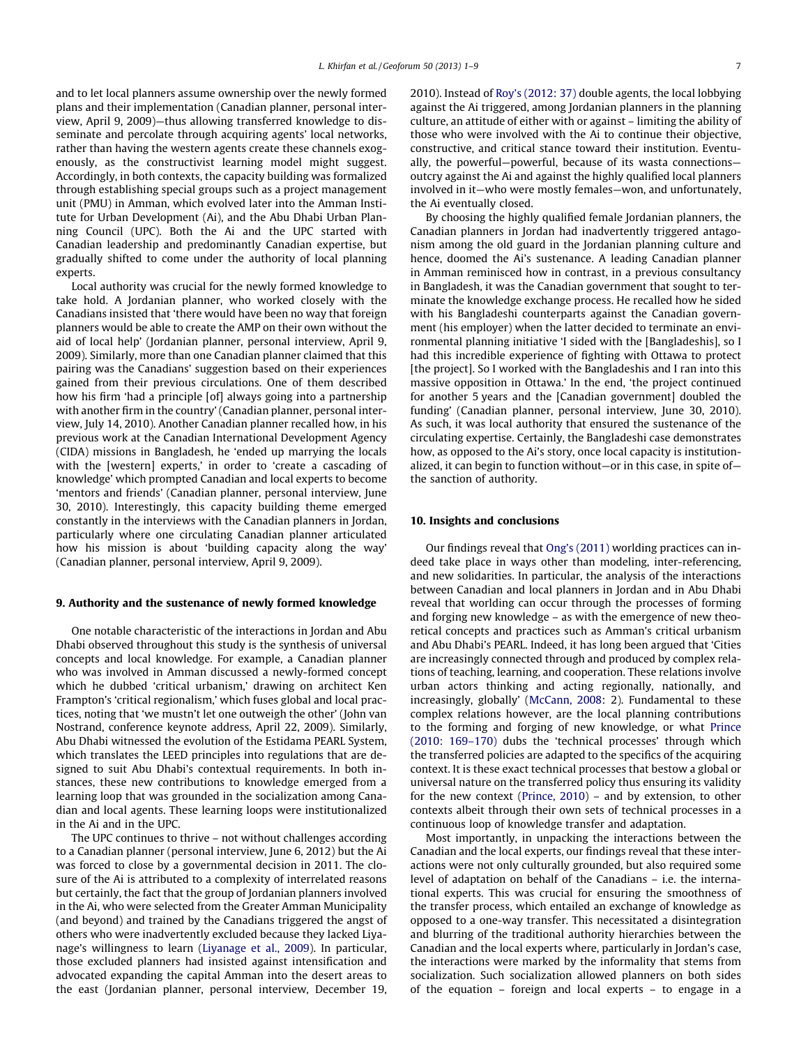and to let local planners assume ownership over the newly formed plans and their implementation (Canadian planner, personal interview, April 9, 2009)—thus allowing transferred knowledge to disseminate and percolate through acquiring agents' local networks, rather than having the western agents create these channels exogenously, as the constructivist learning model might suggest. Accordingly, in both contexts, the capacity building was formalized through establishing special groups such as a project management unit (PMU) in Amman, which evolved later into the Amman Institute for Urban Development (Ai), and the Abu Dhabi Urban Planning Council (UPC). Both the Ai and the UPC started with Canadian leadership and predominantly Canadian expertise, but gradually shifted to come under the authority of local planning experts.

Local authority was crucial for the newly formed knowledge to take hold. A Jordanian planner, who worked closely with the Canadians insisted that 'there would have been no way that foreign planners would be able to create the AMP on their own without the aid of local help' (Jordanian planner, personal interview, April 9, 2009). Similarly, more than one Canadian planner claimed that this pairing was the Canadians' suggestion based on their experiences gained from their previous circulations. One of them described how his firm 'had a principle [of] always going into a partnership with another firm in the country' (Canadian planner, personal interview, July 14, 2010). Another Canadian planner recalled how, in his previous work at the Canadian International Development Agency (CIDA) missions in Bangladesh, he 'ended up marrying the locals with the [western] experts,' in order to 'create a cascading of knowledge' which prompted Canadian and local experts to become 'mentors and friends' (Canadian planner, personal interview, June 30, 2010). Interestingly, this capacity building theme emerged constantly in the interviews with the Canadian planners in Jordan, particularly where one circulating Canadian planner articulated how his mission is about 'building capacity along the way' (Canadian planner, personal interview, April 9, 2009).

## 9. Authority and the sustenance of newly formed knowledge

One notable characteristic of the interactions in Jordan and Abu Dhabi observed throughout this study is the synthesis of universal concepts and local knowledge. For example, a Canadian planner who was involved in Amman discussed a newly-formed concept which he dubbed 'critical urbanism,' drawing on architect Ken Frampton's 'critical regionalism,' which fuses global and local practices, noting that 'we mustn't let one outweigh the other' (John van Nostrand, conference keynote address, April 22, 2009). Similarly, Abu Dhabi witnessed the evolution of the Estidama PEARL System, which translates the LEED principles into regulations that are designed to suit Abu Dhabi's contextual requirements. In both instances, these new contributions to knowledge emerged from a learning loop that was grounded in the socialization among Canadian and local agents. These learning loops were institutionalized in the Ai and in the UPC.

The UPC continues to thrive – not without challenges according to a Canadian planner (personal interview, June 6, 2012) but the Ai was forced to close by a governmental decision in 2011. The closure of the Ai is attributed to a complexity of interrelated reasons but certainly, the fact that the group of Jordanian planners involved in the Ai, who were selected from the Greater Amman Municipality (and beyond) and trained by the Canadians triggered the angst of others who were inadvertently excluded because they lacked Liyanage's willingness to learn (Liyanage et al., 2009). In particular, those excluded planners had insisted against intensification and advocated expanding the capital Amman into the desert areas to the east (Jordanian planner, personal interview, December 19, 2010). Instead of Roy's (2012: 37) double agents, the local lobbying against the Ai triggered, among Jordanian planners in the planning culture, an attitude of either with or against – limiting the ability of those who were involved with the Ai to continue their objective, constructive, and critical stance toward their institution. Eventually, the powerful—powerful, because of its wasta connections—outcry against the Ai and against the highly qualified local planners involved in it—who were mostly females—won, and unfortunately, the Ai eventually closed.

By choosing the highly qualified female Jordanian planners, the Canadian planners in Jordan had inadvertently triggered antagonism among the old guard in the Jordanian planning culture and hence, doomed the Ai's sustenance. A leading Canadian planner in Amman reminisced how in contrast, in a previous consultancy in Bangladesh, it was the Canadian government that sought to terminate the knowledge exchange process. He recalled how he sided with his Bangladeshi counterparts against the Canadian government (his employer) when the latter decided to terminate an environmental planning initiative 'I sided with the [Bangladeshis], so I had this incredible experience of fighting with Ottawa to protect [the project]. So I worked with the Bangladeshis and I ran into this massive opposition in Ottawa.' In the end, 'the project continued for another 5 years and the [Canadian government] doubled the funding' (Canadian planner, personal interview, June 30, 2010). As such, it was local authority that ensured the sustenance of the circulating expertise. Certainly, the Bangladeshi case demonstrates how, as opposed to the Ai's story, once local capacity is institutionalized, it can begin to function without—or in this case, in spite of—the sanction of authority.

## 10. Insights and conclusions

Our findings reveal that Ong's (2011) worlding practices can indeed take place in ways other than modeling, inter-referencing, and new solidarities. In particular, the analysis of the interactions between Canadian and local planners in Jordan and in Abu Dhabi reveal that worlding can occur through the processes of forming and forging new knowledge – as with the emergence of new theoretical concepts and practices such as Amman's critical urbanism and Abu Dhabi's PEARL. Indeed, it has long been argued that 'Cities are increasingly connected through and produced by complex relations of teaching, learning, and cooperation. These relations involve urban actors thinking and acting regionally, nationally, and increasingly, globally' (McCann, 2008: 2). Fundamental to these complex relations however, are the local planning contributions to the forming and forging of new knowledge, or what Prince (2010: 169–170) dubs the 'technical processes' through which the transferred policies are adapted to the specifics of the acquiring context. It is these exact technical processes that bestow a global or universal nature on the transferred policy thus ensuring its validity for the new context (Prince, 2010) – and by extension, to other contexts albeit through their own sets of technical processes in a continuous loop of knowledge transfer and adaptation.

Most importantly, in unpacking the interactions between the Canadian and the local experts, our findings reveal that these interactions were not only culturally grounded, but also required some level of adaptation on behalf of the Canadians – i.e. the international experts. This was crucial for ensuring the smoothness of the transfer process, which entailed an exchange of knowledge as opposed to a one-way transfer. This necessitated a disintegration and blurring of the traditional authority hierarchies between the Canadian and the local experts where, particularly in Jordan's case, the interactions were marked by the informality that stems from socialization. Such socialization allowed planners on both sides of the equation – foreign and local experts – to engage in a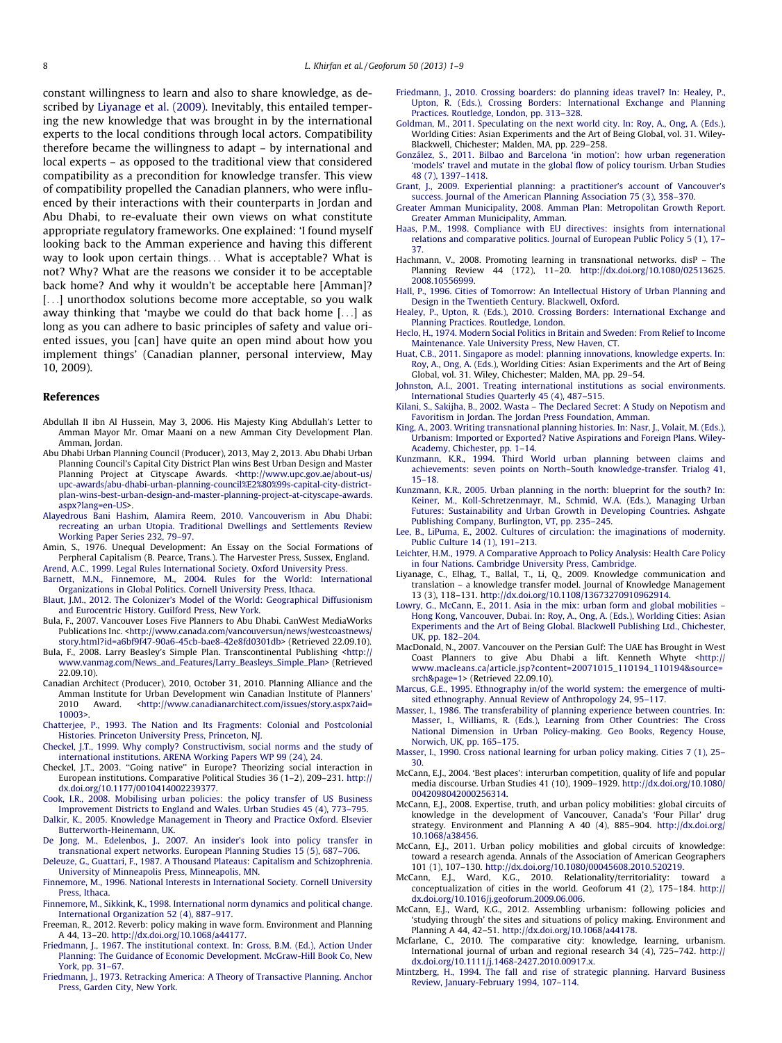constant willingness to learn and also to share knowledge, as described by Liyanage et al. (2009). Inevitably, this entailed tempering the new knowledge that was brought in by the international experts to the local conditions through local actors. Compatibility therefore became the willingness to adapt – by international and local experts – as opposed to the traditional view that considered compatibility as a precondition for knowledge transfer. This view of compatibility propelled the Canadian planners, who were influenced by their interactions with their counterparts in Jordan and Abu Dhabi, to re-evaluate their own views on what constitute appropriate regulatory frameworks. One explained: 'I found myself looking back to the Amman experience and having this different way to look upon certain things… What is acceptable? What is not? Why? What are the reasons we consider it to be acceptable back home? And why it wouldn't be acceptable here [Amman]? […] unorthodox solutions become more acceptable, so you walk away thinking that 'maybe we could do that back home […] as long as you can adhere to basic principles of safety and value oriented issues, you [can] have quite an open mind about how you implement things' (Canadian planner, personal interview, May 10, 2009).

## References

Abdullah II ibn Al Hussein, May 3, 2006. His Majesty King Abdullah's Letter to Amman Mayor Mr. Omar Maani on a new Amman City Development Plan. Amman, Jordan.

Abu Dhabi Urban Planning Council (Producer), 2013, May 2, 2013. Abu Dhabi Urban Planning Council's Capital City District Plan wins Best Urban Design and Master Planning Project at Cityscape Awards. <http://www.upc.gov.ae/about-us/upc-awards/abu-dhabi-urban-planning-council%E2%80%99s-capital-city-district-plan-wins-best-urban-design-and-master-planning-project-at-cityscape-awards.aspx?lang=en-US>.

Alayedrous Bani Hashim, Alamira Reem, 2010. Vancouverism in Abu Dhabi: recreating an urban Utopia. Traditional Dwellings and Settlements Review Working Paper Series 232, 79–97.

Amin, S., 1976. Unequal Development: An Essay on the Social Formations of Perpheral Capitalism (B. Pearce, Trans.). The Harvester Press, Sussex, England.

Arend, A.C., 1999. Legal Rules International Society. Oxford University Press.

Barnett, M.N., Finnemore, M., 2004. Rules for the World: International Organizations in Global Politics. Cornell University Press, Ithaca.

Blaut, J.M., 2012. The Colonizer's Model of the World: Geographical Diffusionism and Eurocentric History. Guilford Press, New York.

Bula, F., 2007. Vancouver Loses Five Planners to Abu Dhabi. CanWest MediaWorks Publications Inc. <http://www.canada.com/vancouversun/news/westcoastnews/story.html?id=a6bf9f47-90a6-45cb-bae8-42e8fd0301db> (Retrieved 22.09.10).

Bula, F., 2008. Larry Beasley's Simple Plan. Transcontinental Publishing <http://www.vanmag.com/News_and_Features/Larry_Beasleys_Simple_Plan> (Retrieved 22.09.10).

Canadian Architect (Producer), 2010, October 31, 2010. Planning Alliance and the Amman Institute for Urban Development win Canadian Institute of Planners' 2010 Award. <http://www.canadianarchitect.com/issues/story.aspx?aid=10003>.

Chatterjee, P., 1993. The Nation and Its Fragments: Colonial and Postcolonial Histories. Princeton University Press, Princeton, NJ.

Checkel, J.T., 1999. Why comply? Constructivism, social norms and the study of international institutions. ARENA Working Papers WP 99 (24), 24.

Checkel, J.T., 2003. "Going native" in Europe? Theorizing social interaction in European institutions. Comparative Political Studies 36 (1–2), 209–231. http://dx.doi.org/10.1177/0010414002239377.

Cook, I.R., 2008. Mobilising urban policies: the policy transfer of US Business Improvement Districts to England and Wales. Urban Studies 45 (4), 773–795.

Dalkir, K., 2005. Knowledge Management in Theory and Practice Oxford. Elsevier Butterworth-Heinemann, UK.

De Jong, M., Edelenbos, J., 2007. An insider's look into policy transfer in transnational expert networks. European Planning Studies 15 (5), 687–706.

Deleuze, G., Guattari, F., 1987. A Thousand Plateaus: Capitalism and Schizophrenia. University of Minneapolis Press, Minneapolis, MN.

Finnemore, M., 1996. National Interests in International Society. Cornell University Press, Ithaca.

Finnemore, M., Sikkink, K., 1998. International norm dynamics and political change. International Organization 52 (4), 887–917.

Freeman, R., 2012. Reverb: policy making in wave form. Environment and Planning A 44, 13–20. http://dx.doi.org/10.1068/a44177.

Friedmann, J., 1967. The institutional context. In: Gross, B.M. (Ed.), Action Under Planning: The Guidance of Economic Development. McGraw-Hill Book Co, New York, pp. 31–67.

Friedmann, J., 1973. Retracking America: A Theory of Transactive Planning. Anchor Press, Garden City, New York.

Friedmann, J., 2010. Crossing boarders: do planning ideas travel? In: Healey, P., Upton, R. (Eds.), Crossing Borders: International Exchange and Planning Practices. Routledge, London, pp. 313–328.

Goldman, M., 2011. Speculating on the next world city. In: Roy, A., Ong, A. (Eds.), Worlding Cities: Asian Experiments and the Art of Being Global, vol. 31. Wiley-Blackwell, Chichester; Malden, MA, pp. 229–258.

González, S., 2011. Bilbao and Barcelona 'in motion': how urban regeneration 'models' travel and mutate in the global flow of policy tourism. Urban Studies 48 (7), 1397–1418.

Grant, J., 2009. Experiential planning: a practitioner's account of Vancouver's success. Journal of the American Planning Association 75 (3), 358–370.

Greater Amman Municipality, 2008. Amman Plan: Metropolitan Growth Report. Greater Amman Municipality, Amman.

Haas, P.M., 1998. Compliance with EU directives: insights from international relations and comparative politics. Journal of European Public Policy 5 (1), 17–37.

Hachmann, V., 2008. Promoting learning in transnational networks. disP – The Planning Review 44 (172), 11–20. http://dx.doi.org/10.1080/02513625.2008.10556999.

Hall, P., 1996. Cities of Tomorrow: An Intellectual History of Urban Planning and Design in the Twentieth Century. Blackwell, Oxford.

Healey, P., Upton, R. (Eds.), 2010. Crossing Borders: International Exchange and Planning Practices. Routledge, London.

Heclo, H., 1974. Modern Social Politics in Britain and Sweden: From Relief to Income Maintenance. Yale University Press, New Haven, CT.

Huat, C.B., 2011. Singapore as model: planning innovations, knowledge experts. In: Roy, A., Ong, A. (Eds.), Worlding Cities: Asian Experiments and the Art of Being Global, vol. 31. Wiley, Chichester; Malden, MA, pp. 29–54.

Johnston, A.I., 2001. Treating international institutions as social environments. International Studies Quarterly 45 (4), 487–515.

Kilani, S., Sakijha, B., 2002. Wasta – The Declared Secret: A Study on Nepotism and Favoritism in Jordan. The Jordan Press Foundation, Amman.

King, A., 2003. Writing transnational planning histories. In: Nasr, J., Volait, M. (Eds.), Urbanism: Imported or Exported? Native Aspirations and Foreign Plans. Wiley-Academy, Chichester, pp. 1–14.

Kunzmann, K.R., 1994. Third World urban planning between claims and achievements: seven points on North–South knowledge-transfer. Trialog 41, 15–18.

Kunzmann, K.R., 2005. Urban planning in the north: blueprint for the south? In: Keiner, M., Koll-Schretzenmayr, M., Schmid, W.A. (Eds.), Managing Urban Futures: Sustainability and Urban Growth in Developing Countries. Ashgate Publishing Company, Burlington, VT, pp. 235–245.

Lee, B., LiPuma, E., 2002. Cultures of circulation: the imaginations of modernity. Public Culture 14 (1), 191–213.

Leichter, H.M., 1979. A Comparative Approach to Policy Analysis: Health Care Policy in four Nations. Cambridge University Press, Cambridge.

Liyanage, C., Elhag, T., Ballal, T., Li, Q., 2009. Knowledge communication and translation – a knowledge transfer model. Journal of Knowledge Management 13 (3), 118–131. http://dx.doi.org/10.1108/13673270910962914.

Lowry, G., McCann, E., 2011. Asia in the mix: urban form and global mobilities – Hong Kong, Vancouver, Dubai. In: Roy, A., Ong, A. (Eds.), Worlding Cities: Asian Experiments and the Art of Being Global. Blackwell Publishing Ltd., Chichester, UK, pp. 182–204.

MacDonald, N., 2007. Vancouver on the Persian Gulf: The UAE has Brought in West Coast Planners to give Abu Dhabi a lift. Kenneth Whyte <http://www.macleans.ca/article.jsp?content=20071015_110194_110194&source=srch&page=1> (Retrieved 22.09.10).

Marcus, G.E., 1995. Ethnography in/of the world system: the emergence of multi-sited ethnography. Annual Review of Anthropology 24, 95–117.

Masser, I., 1986. The transferability of planning experience between countries. In: Masser, I., Williams, R. (Eds.), Learning from Other Countries: The Cross National Dimension in Urban Policy-making. Geo Books, Regency House, Norwich, UK, pp. 165–175.

Masser, I., 1990. Cross national learning for urban policy making. Cities 7 (1), 25–30.

McCann, E.J., 2004. 'Best places': interurban competition, quality of life and popular media discourse. Urban Studies 41 (10), 1909–1929. http://dx.doi.org/10.1080/0042098042000256314.

McCann, E.J., 2008. Expertise, truth, and urban policy mobilities: global circuits of knowledge in the development of Vancouver, Canada's 'Four Pillar' drug strategy. Environment and Planning A 40 (4), 885–904. http://dx.doi.org/10.1068/a38456.

McCann, E.J., 2011. Urban policy mobilities and global circuits of knowledge: toward a research agenda. Annals of the Association of American Geographers 101 (1), 107–130. http://dx.doi.org/10.1080/00045608.2010.520219.

McCann, E.J., Ward, K.G., 2010. Relationality/territoriality: toward a conceptualization of cities in the world. Geoforum 41 (2), 175–184. http://dx.doi.org/10.1016/j.geoforum.2009.06.006.

McCann, E.J., Ward, K.G., 2012. Assembling urbanism: following policies and 'studying through' the sites and situations of policy making. Environment and Planning A 44, 42–51. http://dx.doi.org/10.1068/a44178.

Mcfarlane, C., 2010. The comparative city: knowledge, learning, urbanism. International journal of urban and regional research 34 (4), 725–742. http://dx.doi.org/10.1111/j.1468-2427.2010.00917.x.

Mintzberg, H., 1994. The fall and rise of strategic planning. Harvard Business Review, January-February 1994, 107–114.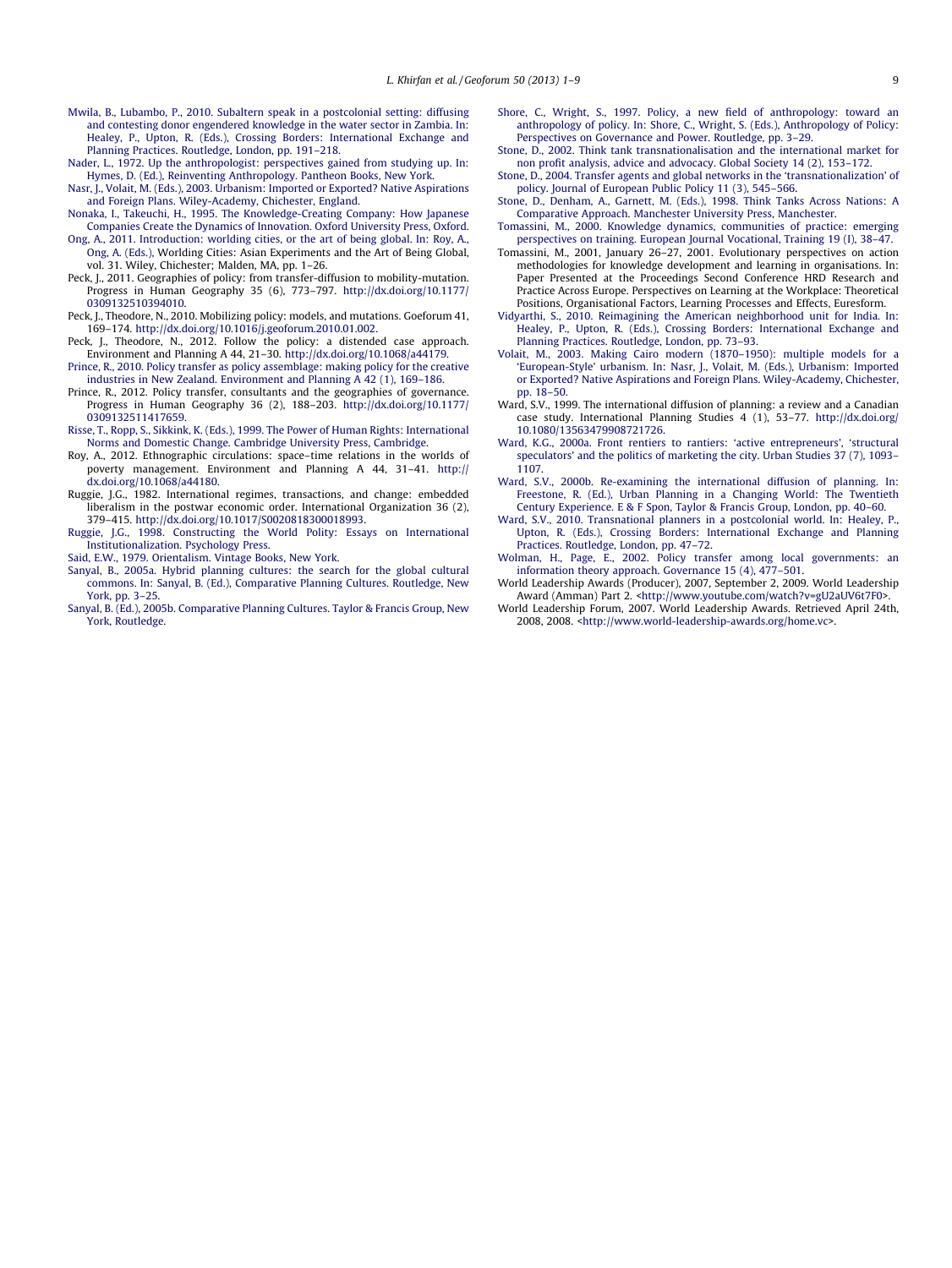Mwila, B., Lubambo, P., 2010. Subaltern speak in a postcolonial setting: diffusing and contesting donor engendered knowledge in the water sector in Zambia. In: Healey, P., Upton, R. (Eds.), Crossing Borders: International Exchange and Planning Practices. Routledge, London, pp. 191–218.

Nader, L., 1972. Up the anthropologist: perspectives gained from studying up. In: Hymes, D. (Ed.), Reinventing Anthropology. Pantheon Books, New York.

Nasr, J., Volait, M. (Eds.), 2003. Urbanism: Imported or Exported? Native Aspirations and Foreign Plans. Wiley-Academy, Chichester, England.

Nonaka, I., Takeuchi, H., 1995. The Knowledge-Creating Company: How Japanese Companies Create the Dynamics of Innovation. Oxford University Press, Oxford.

Ong, A., 2011. Introduction: worlding cities, or the art of being global. In: Roy, A., Ong, A. (Eds.), Worlding Cities: Asian Experiments and the Art of Being Global, vol. 31. Wiley, Chichester; Malden, MA, pp. 1–26.

Peck, J., 2011. Geographies of policy: from transfer-diffusion to mobility-mutation. Progress in Human Geography 35 (6), 773–797. http://dx.doi.org/10.1177/0309132510394010.

Peck, J., Theodore, N., 2010. Mobilizing policy: models, and mutations. Goeforum 41, 169–174. http://dx.doi.org/10.1016/j.geoforum.2010.01.002.

Peck, J., Theodore, N., 2012. Follow the policy: a distended case approach. Environment and Planning A 44, 21–30. http://dx.doi.org/10.1068/a44179.

Prince, R., 2010. Policy transfer as policy assemblage: making policy for the creative industries in New Zealand. Environment and Planning A 42 (1), 169–186.

Prince, R., 2012. Policy transfer, consultants and the geographies of governance. Progress in Human Geography 36 (2), 188–203. http://dx.doi.org/10.1177/0309132511417659.

Risse, T., Ropp, S., Sikkink, K. (Eds.), 1999. The Power of Human Rights: International Norms and Domestic Change. Cambridge University Press, Cambridge.

Roy, A., 2012. Ethnographic circulations: space–time relations in the worlds of poverty management. Environment and Planning A 44, 31–41. http://dx.doi.org/10.1068/a44180.

Ruggie, J.G., 1982. International regimes, transactions, and change: embedded liberalism in the postwar economic order. International Organization 36 (2), 379–415. http://dx.doi.org/10.1017/S0020818300018993.

Ruggie, J.G., 1998. Constructing the World Polity: Essays on International Institutionalization. Psychology Press.

Said, E.W., 1979. Orientalism. Vintage Books, New York.

Sanyal, B., 2005a. Hybrid planning cultures: the search for the global cultural commons. In: Sanyal, B. (Ed.), Comparative Planning Cultures. Routledge, New York, pp. 3–25.

Sanyal, B. (Ed.), 2005b. Comparative Planning Cultures. Taylor & Francis Group, New York, Routledge.

Shore, C., Wright, S., 1997. Policy, a new field of anthropology: toward an anthropology of policy. In: Shore, C., Wright, S. (Eds.), Anthropology of Policy: Perspectives on Governance and Power. Routledge, pp. 3–29.

Stone, D., 2002. Think tank transnationalisation and the international market for non profit analysis, advice and advocacy. Global Society 14 (2), 153–172.

Stone, D., 2004. Transfer agents and global networks in the 'transnationalization' of policy. Journal of European Public Policy 11 (3), 545–566.

Stone, D., Denham, A., Garnett, M. (Eds.), 1998. Think Tanks Across Nations: A Comparative Approach. Manchester University Press, Manchester.

Tomassini, M., 2000. Knowledge dynamics, communities of practice: emerging perspectives on training. European Journal Vocational, Training 19 (I), 38–47.

Tomassini, M., 2001, January 26–27, 2001. Evolutionary perspectives on action methodologies for knowledge development and learning in organisations. In: Paper Presented at the Proceedings Second Conference HRD Research and Practice Across Europe. Perspectives on Learning at the Workplace: Theoretical Positions, Organisational Factors, Learning Processes and Effects, Euresform.

Vidyarthi, S., 2010. Reimagining the American neighborhood unit for India. In: Healey, P., Upton, R. (Eds.), Crossing Borders: International Exchange and Planning Practices. Routledge, London, pp. 73–93.

Volait, M., 2003. Making Cairo modern (1870–1950): multiple models for a 'European-Style' urbanism. In: Nasr, J., Volait, M. (Eds.), Urbanism: Imported or Exported? Native Aspirations and Foreign Plans. Wiley-Academy, Chichester, pp. 18–50.

Ward, S.V., 1999. The international diffusion of planning: a review and a Canadian case study. International Planning Studies 4 (1), 53–77. http://dx.doi.org/10.1080/13563479908721726.

Ward, K.G., 2000a. Front rentiers to rantiers: 'active entrepreneurs', 'structural speculators' and the politics of marketing the city. Urban Studies 37 (7), 1093–1107.

Ward, S.V., 2000b. Re-examining the international diffusion of planning. In: Freestone, R. (Ed.), Urban Planning in a Changing World: The Twentieth Century Experience. E & F Spon, Taylor & Francis Group, London, pp. 40–60.

Ward, S.V., 2010. Transnational planners in a postcolonial world. In: Healey, P., Upton, R. (Eds.), Crossing Borders: International Exchange and Planning Practices. Routledge, London, pp. 47–72.

Wolman, H., Page, E., 2002. Policy transfer among local governments: an information theory approach. Governance 15 (4), 477–501.

World Leadership Awards (Producer), 2007, September 2, 2009. World Leadership Award (Amman) Part 2. <http://www.youtube.com/watch?v=gU2aUV6t7F0>.

World Leadership Forum, 2007. World Leadership Awards. Retrieved April 24th, 2008, 2008. <http://www.world-leadership-awards.org/home.vc>.